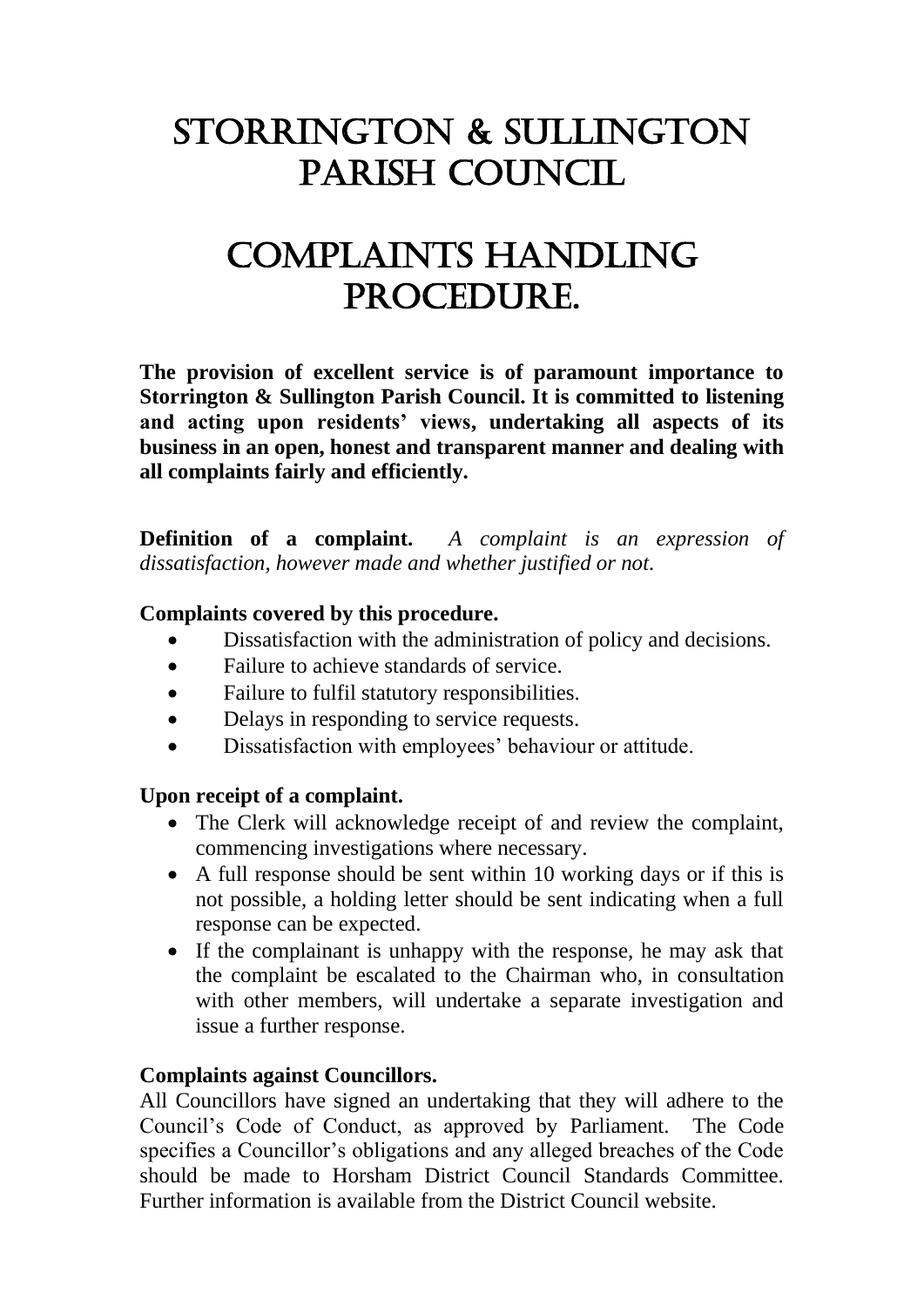# STORRINGTON & SULLINGTON PARISH COUNCIL

# COMPLAINTS HANDLING PROCEDURE.

**The provision of excellent service is of paramount importance to Storrington & Sullington Parish Council. It is committed to listening and acting upon residents' views, undertaking all aspects of its business in an open, honest and transparent manner and dealing with all complaints fairly and efficiently.**

**Definition of a complaint.** *A complaint is an expression of dissatisfaction, however made and whether justified or not.*

**Complaints covered by this procedure.**

- Dissatisfaction with the administration of policy and decisions.
- Failure to achieve standards of service.
- Failure to fulfil statutory responsibilities.
- Delays in responding to service requests.
- Dissatisfaction with employees' behaviour or attitude.

**Upon receipt of a complaint.**

- The Clerk will acknowledge receipt of and review the complaint, commencing investigations where necessary.
- A full response should be sent within 10 working days or if this is not possible, a holding letter should be sent indicating when a full response can be expected.
- If the complainant is unhappy with the response, he may ask that the complaint be escalated to the Chairman who, in consultation with other members, will undertake a separate investigation and issue a further response.

**Complaints against Councillors.**

All Councillors have signed an undertaking that they will adhere to the Council's Code of Conduct, as approved by Parliament. The Code specifies a Councillor's obligations and any alleged breaches of the Code should be made to Horsham District Council Standards Committee. Further information is available from the District Council website.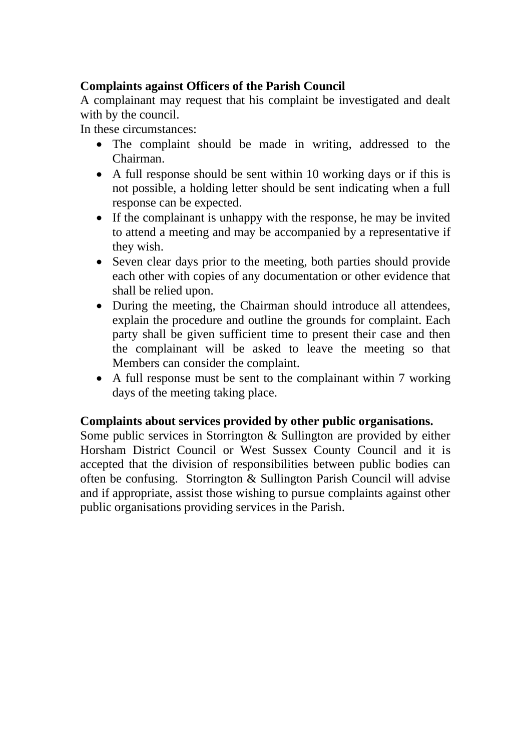**Complaints against Officers of the Parish Council**

A complainant may request that his complaint be investigated and dealt with by the council.

In these circumstances:

- The complaint should be made in writing, addressed to the Chairman.
- A full response should be sent within 10 working days or if this is not possible, a holding letter should be sent indicating when a full response can be expected.
- If the complainant is unhappy with the response, he may be invited to attend a meeting and may be accompanied by a representative if they wish.
- Seven clear days prior to the meeting, both parties should provide each other with copies of any documentation or other evidence that shall be relied upon.
- During the meeting, the Chairman should introduce all attendees, explain the procedure and outline the grounds for complaint. Each party shall be given sufficient time to present their case and then the complainant will be asked to leave the meeting so that Members can consider the complaint.
- A full response must be sent to the complainant within 7 working days of the meeting taking place.

**Complaints about services provided by other public organisations.**

Some public services in Storrington & Sullington are provided by either Horsham District Council or West Sussex County Council and it is accepted that the division of responsibilities between public bodies can often be confusing. Storrington & Sullington Parish Council will advise and if appropriate, assist those wishing to pursue complaints against other public organisations providing services in the Parish.